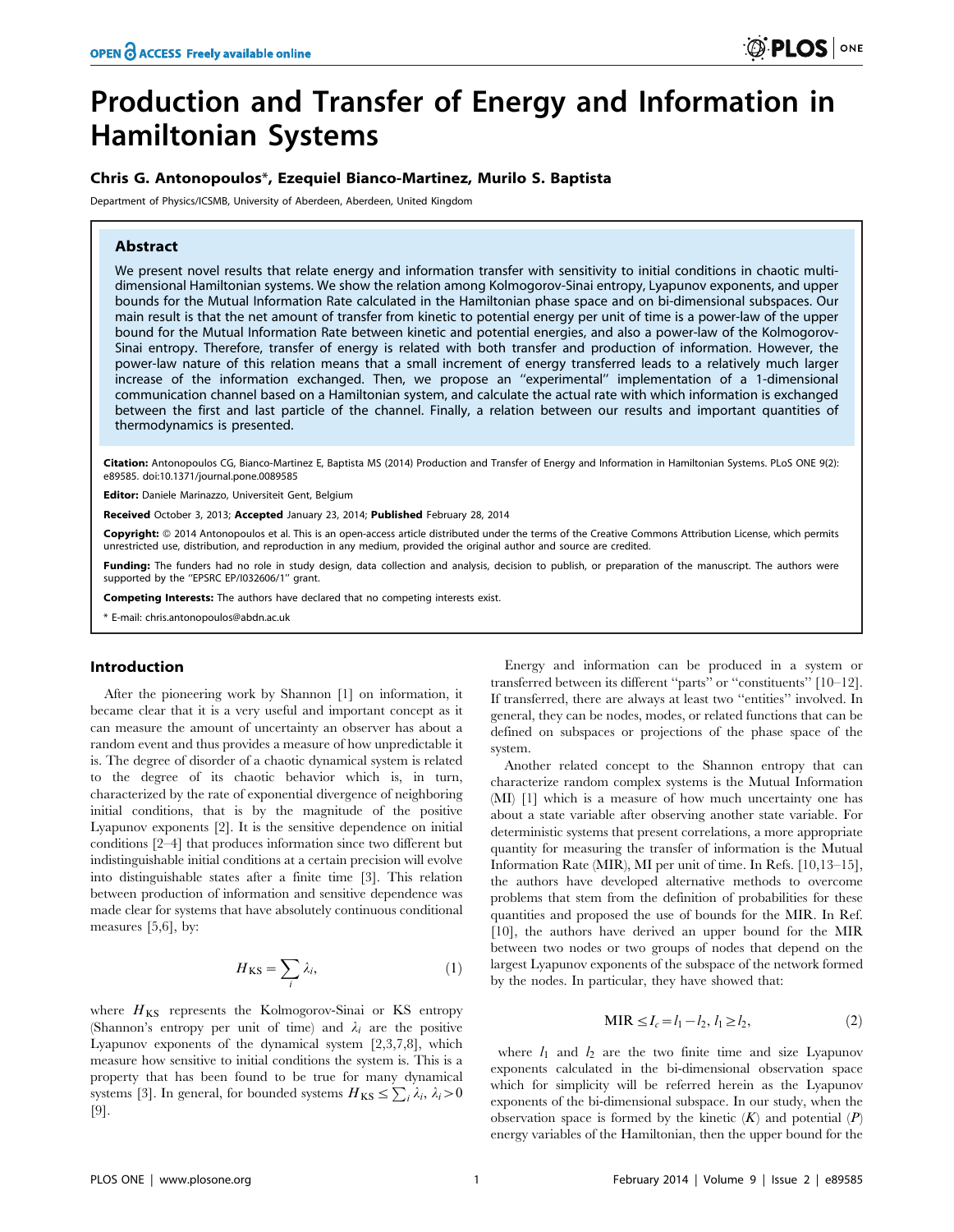# Production and Transfer of Energy and Information in Hamiltonian Systems

**Chris G. Antonopoulos\*, Ezequiel Bianco-Martinez, Murilo S. Baptista**

Department of Physics/ICSMB, University of Aberdeen, Aberdeen, United Kingdom

## Abstract

We present novel results that relate energy and information transfer with sensitivity to initial conditions in chaotic multi-dimensional Hamiltonian systems. We show the relation among Kolmogorov-Sinai entropy, Lyapunov exponents, and upper bounds for the Mutual Information Rate calculated in the Hamiltonian phase space and on bi-dimensional subspaces. Our main result is that the net amount of transfer from kinetic to potential energy per unit of time is a power-law of the upper bound for the Mutual Information Rate between kinetic and potential energies, and also a power-law of the Kolmogorov-Sinai entropy. Therefore, transfer of energy is related with both transfer and production of information. However, the power-law nature of this relation means that a small increment of energy transferred leads to a relatively much larger increase of the information exchanged. Then, we propose an ''experimental'' implementation of a 1-dimensional communication channel based on a Hamiltonian system, and calculate the actual rate with which information is exchanged between the first and last particle of the channel. Finally, a relation between our results and important quantities of thermodynamics is presented.

**Citation:** Antonopoulos CG, Bianco-Martinez E, Baptista MS (2014) Production and Transfer of Energy and Information in Hamiltonian Systems. PLoS ONE 9(2): e89585. doi:10.1371/journal.pone.0089585

**Editor:** Daniele Marinazzo, Universiteit Gent, Belgium

**Received** October 3, 2013; **Accepted** January 23, 2014; **Published** February 28, 2014

**Copyright:** © 2014 Antonopoulos et al. This is an open-access article distributed under the terms of the Creative Commons Attribution License, which permits unrestricted use, distribution, and reproduction in any medium, provided the original author and source are credited.

**Funding:** The funders had no role in study design, data collection and analysis, decision to publish, or preparation of the manuscript. The authors were supported by the ''EPSRC EP/I032606/1'' grant.

**Competing Interests:** The authors have declared that no competing interests exist.

\* E-mail: chris.antonopoulos@abdn.ac.uk

## Introduction

After the pioneering work by Shannon [1] on information, it became clear that it is a very useful and important concept as it can measure the amount of uncertainty an observer has about a random event and thus provides a measure of how unpredictable it is. The degree of disorder of a chaotic dynamical system is related to the degree of its chaotic behavior which is, in turn, characterized by the rate of exponential divergence of neighboring initial conditions, that is by the magnitude of the positive Lyapunov exponents [2]. It is the sensitive dependence on initial conditions [2–4] that produces information since two different but indistinguishable initial conditions at a certain precision will evolve into distinguishable states after a finite time [3]. This relation between production of information and sensitive dependence was made clear for systems that have absolutely continuous conditional measures [5,6], by:

$$H_{\mathrm{KS}} = \sum_i \lambda_i, \tag{1}$$

where $H_{\mathrm{KS}}$ represents the Kolmogorov-Sinai or KS entropy (Shannon's entropy per unit of time) and $\lambda_i$ are the positive Lyapunov exponents of the dynamical system [2,3,7,8], which measure how sensitive to initial conditions the system is. This is a property that has been found to be true for many dynamical systems [3]. In general, for bounded systems $H_{\mathrm{KS}} \leq \sum_i \lambda_i,\ \lambda_i > 0$ [9].

Energy and information can be produced in a system or transferred between its different ''parts'' or ''constituents'' [10–12]. If transferred, there are always at least two ''entities'' involved. In general, they can be nodes, modes, or related functions that can be defined on subspaces or projections of the phase space of the system.

Another related concept to the Shannon entropy that can characterize random complex systems is the Mutual Information (MI) [1] which is a measure of how much uncertainty one has about a state variable after observing another state variable. For deterministic systems that present correlations, a more appropriate quantity for measuring the transfer of information is the Mutual Information Rate (MIR), MI per unit of time. In Refs. [10,13–15], the authors have developed alternative methods to overcome problems that stem from the definition of probabilities for these quantities and proposed the use of bounds for the MIR. In Ref. [10], the authors have derived an upper bound for the MIR between two nodes or two groups of nodes that depend on the largest Lyapunov exponents of the subspace of the network formed by the nodes. In particular, they have showed that:

$$\mathrm{MIR} \leq I_c = l_1 - l_2,\ l_1 \geq l_2, \tag{2}$$

where $l_1$ and $l_2$ are the two finite time and size Lyapunov exponents calculated in the bi-dimensional observation space which for simplicity will be referred herein as the Lyapunov exponents of the bi-dimensional subspace. In our study, when the observation space is formed by the kinetic ($K$) and potential ($P$) energy variables of the Hamiltonian, then the upper bound for the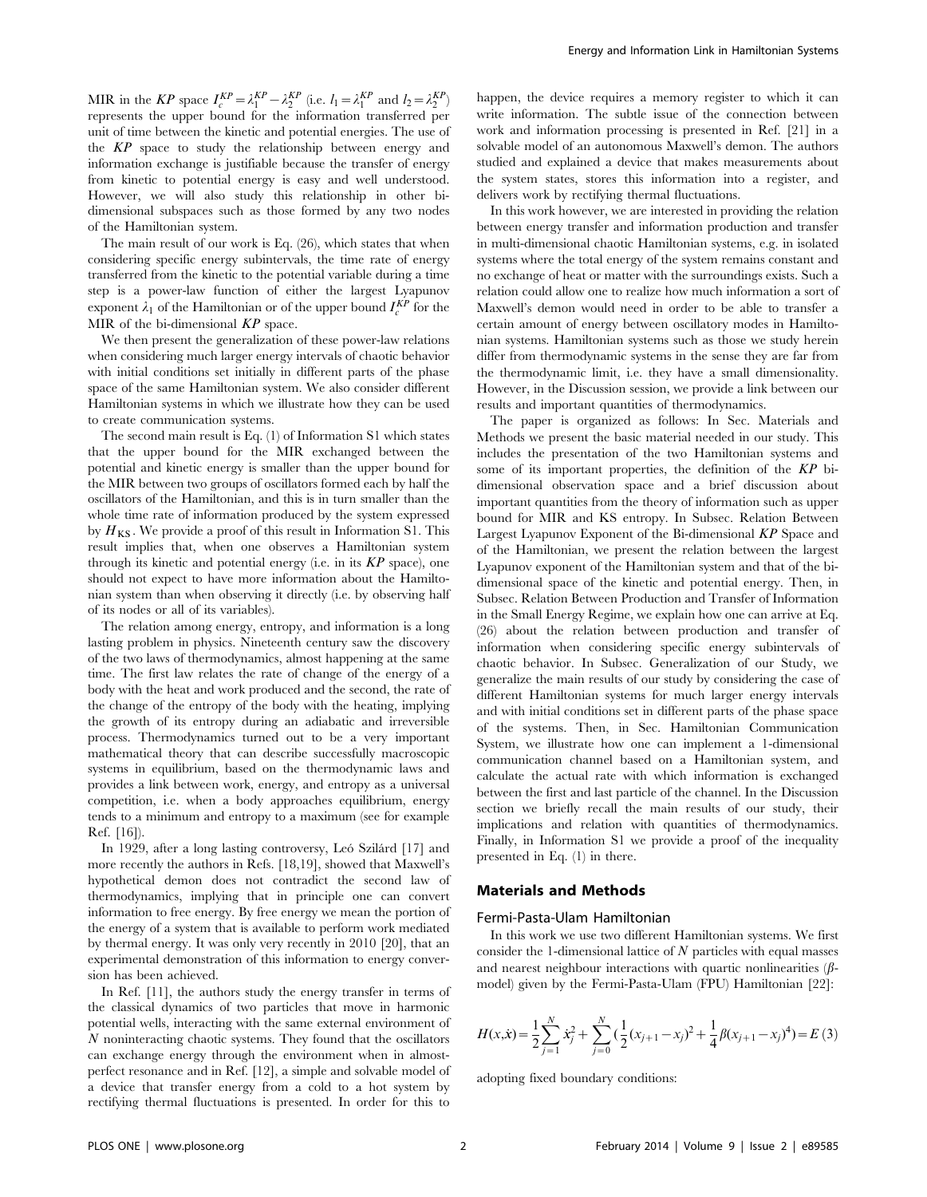MIR in the $KP$ space $I_c^{KP} = \lambda_1^{KP} - \lambda_2^{KP}$ (i.e. $l_1 = \lambda_1^{KP}$ and $l_2 = \lambda_2^{KP}$) represents the upper bound for the information transferred per unit of time between the kinetic and potential energies. The use of the $KP$ space to study the relationship between energy and information exchange is justifiable because the transfer of energy from kinetic to potential energy is easy and well understood. However, we will also study this relationship in other bi-dimensional subspaces such as those formed by any two nodes of the Hamiltonian system.

The main result of our work is Eq. (26), which states that when considering specific energy subintervals, the time rate of energy transferred from the kinetic to the potential variable during a time step is a power-law function of either the largest Lyapunov exponent $\lambda_1$ of the Hamiltonian or of the upper bound $I_c^{KP}$ for the MIR of the bi-dimensional $KP$ space.

We then present the generalization of these power-law relations when considering much larger energy intervals of chaotic behavior with initial conditions set initially in different parts of the phase space of the same Hamiltonian system. We also consider different Hamiltonian systems in which we illustrate how they can be used to create communication systems.

The second main result is Eq. (1) of Information S1 which states that the upper bound for the MIR exchanged between the potential and kinetic energy is smaller than the upper bound for the MIR between two groups of oscillators formed each by half the oscillators of the Hamiltonian, and this is in turn smaller than the whole time rate of information produced by the system expressed by $H_{KS}$. We provide a proof of this result in Information S1. This result implies that, when one observes a Hamiltonian system through its kinetic and potential energy (i.e. in its $KP$ space), one should not expect to have more information about the Hamiltonian system than when observing it directly (i.e. by observing half of its nodes or all of its variables).

The relation among energy, entropy, and information is a long lasting problem in physics. Nineteenth century saw the discovery of the two laws of thermodynamics, almost happening at the same time. The first law relates the rate of change of the energy of a body with the heat and work produced and the second, the rate of the change of the entropy of the body with the heating, implying the growth of its entropy during an adiabatic and irreversible process. Thermodynamics turned out to be a very important mathematical theory that can describe successfully macroscopic systems in equilibrium, based on the thermodynamic laws and provides a link between work, energy, and entropy as a universal competition, i.e. when a body approaches equilibrium, energy tends to a minimum and entropy to a maximum (see for example Ref. [16]).

In 1929, after a long lasting controversy, Leó Szilárd [17] and more recently the authors in Refs. [18,19], showed that Maxwell's hypothetical demon does not contradict the second law of thermodynamics, implying that in principle one can convert information to free energy. By free energy we mean the portion of the energy of a system that is available to perform work mediated by thermal energy. It was only very recently in 2010 [20], that an experimental demonstration of this information to energy conversion has been achieved.

In Ref. [11], the authors study the energy transfer in terms of the classical dynamics of two particles that move in harmonic potential wells, interacting with the same external environment of $N$ noninteracting chaotic systems. They found that the oscillators can exchange energy through the environment when in almost-perfect resonance and in Ref. [12], a simple and solvable model of a device that transfer energy from a cold to a hot system by rectifying thermal fluctuations is presented. In order for this to happen, the device requires a memory register to which it can write information. The subtle issue of the connection between work and information processing is presented in Ref. [21] in a solvable model of an autonomous Maxwell's demon. The authors studied and explained a device that makes measurements about the system states, stores this information into a register, and delivers work by rectifying thermal fluctuations.

In this work however, we are interested in providing the relation between energy transfer and information production and transfer in multi-dimensional chaotic Hamiltonian systems, e.g. in isolated systems where the total energy of the system remains constant and no exchange of heat or matter with the surroundings exists. Such a relation could allow one to realize how much information a sort of Maxwell's demon would need in order to be able to transfer a certain amount of energy between oscillatory modes in Hamiltonian systems. Hamiltonian systems such as those we study herein differ from thermodynamic systems in the sense they are far from the thermodynamic limit, i.e. they have a small dimensionality. However, in the Discussion session, we provide a link between our results and important quantities of thermodynamics.

The paper is organized as follows: In Sec. Materials and Methods we present the basic material needed in our study. This includes the presentation of the two Hamiltonian systems and some of its important properties, the definition of the $KP$ bi-dimensional observation space and a brief discussion about important quantities from the theory of information such as upper bound for MIR and KS entropy. In Subsec. Relation Between Largest Lyapunov Exponent of the Bi-dimensional $KP$ Space and of the Hamiltonian, we present the relation between the largest Lyapunov exponent of the Hamiltonian system and that of the bi-dimensional space of the kinetic and potential energy. Then, in Subsec. Relation Between Production and Transfer of Information in the Small Energy Regime, we explain how one can arrive at Eq. (26) about the relation between production and transfer of information when considering specific energy subintervals of chaotic behavior. In Subsec. Generalization of our Study, we generalize the main results of our study by considering the case of different Hamiltonian systems for much larger energy intervals and with initial conditions set in different parts of the phase space of the systems. Then, in Sec. Hamiltonian Communication System, we illustrate how one can implement a 1-dimensional communication channel based on a Hamiltonian system, and calculate the actual rate with which information is exchanged between the first and last particle of the channel. In the Discussion section we briefly recall the main results of our study, their implications and relation with quantities of thermodynamics. Finally, in Information S1 we provide a proof of the inequality presented in Eq. (1) in there.

## Materials and Methods

### Fermi-Pasta-Ulam Hamiltonian

In this work we use two different Hamiltonian systems. We first consider the 1-dimensional lattice of $N$ particles with equal masses and nearest neighbour interactions with quartic nonlinearities ($\beta$-model) given by the Fermi-Pasta-Ulam (FPU) Hamiltonian [22]:

$$H(x,\dot{x}) = \frac{1}{2}\sum_{j=1}^{N}\dot{x}_j^2 + \sum_{j=0}^{N}\left(\frac{1}{2}(x_{j+1}-x_j)^2 + \frac{1}{4}\beta(x_{j+1}-x_j)^4\right) = E \quad (3)$$

adopting fixed boundary conditions: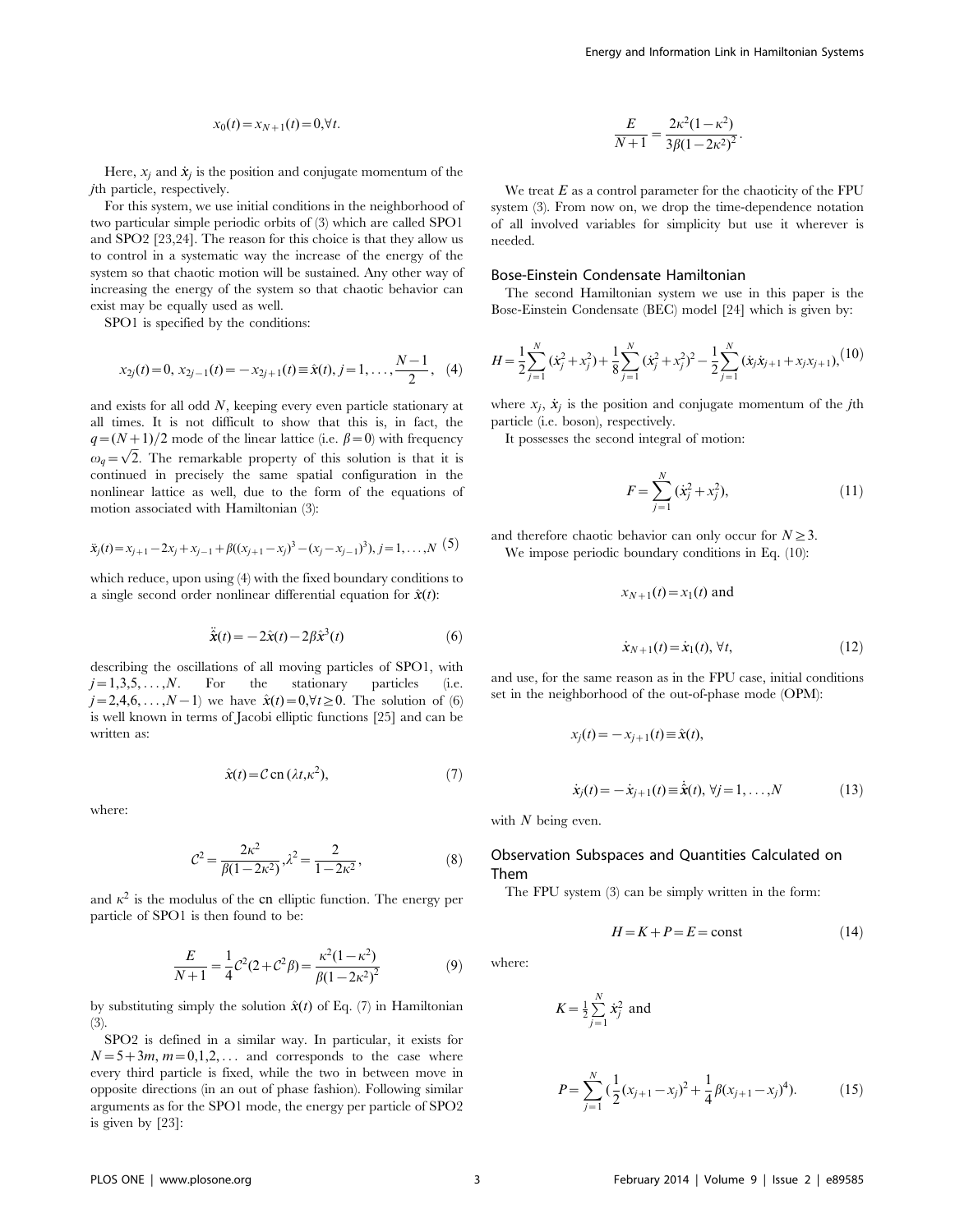$$x_0(t) = x_{N+1}(t) = 0, \forall t.$$

Here, $x_j$ and $\dot{x}_j$ is the position and conjugate momentum of the $j$th particle, respectively.

For this system, we use initial conditions in the neighborhood of two particular simple periodic orbits of (3) which are called SPO1 and SPO2 [23,24]. The reason for this choice is that they allow us to control in a systematic way the increase of the energy of the system so that chaotic motion will be sustained. Any other way of increasing the energy of the system so that chaotic behavior can exist may be equally used as well.

SPO1 is specified by the conditions:

$$x_{2j}(t) = 0,\ x_{2j-1}(t) = -x_{2j+1}(t) \equiv \hat{x}(t),\ j = 1, \ldots, \frac{N-1}{2}, \quad (4)$$

and exists for all odd $N$, keeping every even particle stationary at all times. It is not difficult to show that this is, in fact, the $q = (N+1)/2$ mode of the linear lattice (i.e. $\beta = 0$) with frequency $\omega_q = \sqrt{2}$. The remarkable property of this solution is that it is continued in precisely the same spatial configuration in the nonlinear lattice as well, due to the form of the equations of motion associated with Hamiltonian (3):

$$\ddot{x}_j(t) = x_{j+1} - 2x_j + x_{j-1} + \beta((x_{j+1} - x_j)^3 - (x_j - x_{j-1})^3),\ j = 1, \ldots, N \quad (5)$$

which reduce, upon using (4) with the fixed boundary conditions to a single second order nonlinear differential equation for $\hat{x}(t)$:

$$\ddot{\hat{x}}(t) = -2\hat{x}(t) - 2\beta\hat{x}^3(t) \quad (6)$$

describing the oscillations of all moving particles of SPO1, with $j = 1,3,5,\ldots,N$. For the stationary particles (i.e. $j = 2,4,6,\ldots,N-1$) we have $\hat{x}(t) = 0, \forall t \geq 0$. The solution of (6) is well known in terms of Jacobi elliptic functions [25] and can be written as:

$$\hat{x}(t) = \mathcal{C}\,\mathrm{cn}\,(\lambda t, \kappa^2), \quad (7)$$

where:

$$\mathcal{C}^2 = \frac{2\kappa^2}{\beta(1-2\kappa^2)}, \lambda^2 = \frac{2}{1-2\kappa^2}, \quad (8)$$

and $\kappa^2$ is the modulus of the cn elliptic function. The energy per particle of SPO1 is then found to be:

$$\frac{E}{N+1} = \frac{1}{4}\mathcal{C}^2(2 + \mathcal{C}^2\beta) = \frac{\kappa^2(1-\kappa^2)}{\beta(1-2\kappa^2)^2} \quad (9)$$

by substituting simply the solution $\hat{x}(t)$ of Eq. (7) in Hamiltonian (3).

SPO2 is defined in a similar way. In particular, it exists for $N = 5 + 3m, m = 0,1,2,\ldots$ and corresponds to the case where every third particle is fixed, while the two in between move in opposite directions (in an out of phase fashion). Following similar arguments as for the SPO1 mode, the energy per particle of SPO2 is given by [23]:

$$\frac{E}{N+1} = \frac{2\kappa^2(1-\kappa^2)}{3\beta(1-2\kappa^2)^2}.$$

We treat $E$ as a control parameter for the chaoticity of the FPU system (3). From now on, we drop the time-dependence notation of all involved variables for simplicity but use it wherever is needed.

### Bose-Einstein Condensate Hamiltonian

The second Hamiltonian system we use in this paper is the Bose-Einstein Condensate (BEC) model [24] which is given by:

$$H = \frac{1}{2}\sum_{j=1}^{N}(\dot{x}_j^2 + x_j^2) + \frac{1}{8}\sum_{j=1}^{N}(\dot{x}_j^2 + x_j^2)^2 - \frac{1}{2}\sum_{j=1}^{N}(\dot{x}_j\dot{x}_{j+1} + x_j x_{j+1}), \quad (10)$$

where $x_j$, $\dot{x}_j$ is the position and conjugate momentum of the $j$th particle (i.e. boson), respectively.

It possesses the second integral of motion:

$$F = \sum_{j=1}^{N}(\dot{x}_j^2 + x_j^2), \quad (11)$$

and therefore chaotic behavior can only occur for $N \geq 3$.

We impose periodic boundary conditions in Eq. (10):

$$x_{N+1}(t) = x_1(t) \text{ and}$$

$$\dot{x}_{N+1}(t) = \dot{x}_1(t),\ \forall t, \quad (12)$$

and use, for the same reason as in the FPU case, initial conditions set in the neighborhood of the out-of-phase mode (OPM):

$$x_j(t) = -x_{j+1}(t) \equiv \hat{x}(t),$$

$$\dot{x}_j(t) = -\dot{x}_{j+1}(t) \equiv \dot{\hat{x}}(t),\ \forall j = 1, \ldots, N \quad (13)$$

with $N$ being even.

### Observation Subspaces and Quantities Calculated on Them

The FPU system (3) can be simply written in the form:

$$H = K + P = E = \text{const} \quad (14)$$

where:

$$K = \tfrac{1}{2}\sum_{j=1}^{N}\dot{x}_j^2 \text{ and}$$

$$P = \sum_{j=1}^{N}\left(\frac{1}{2}(x_{j+1} - x_j)^2 + \frac{1}{4}\beta(x_{j+1} - x_j)^4\right). \quad (15)$$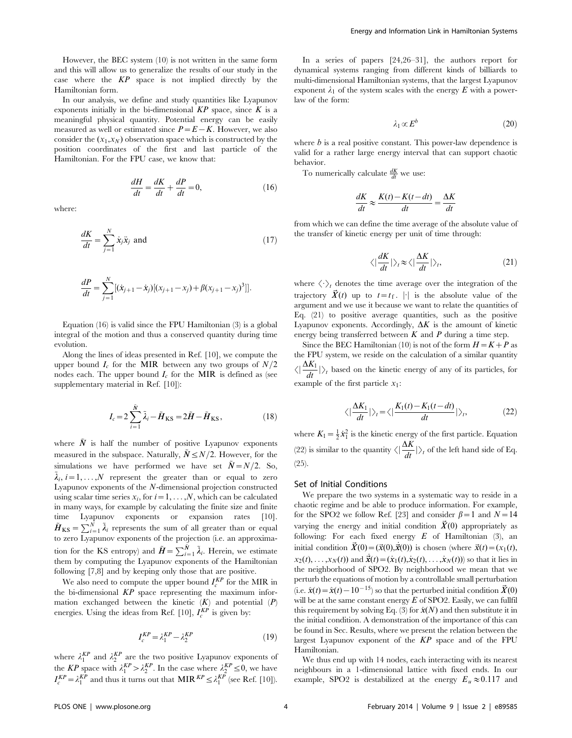However, the BEC system (10) is not written in the same form and this will allow us to generalize the results of our study in the case where the $KP$ space is not implied directly by the Hamiltonian form.

In our analysis, we define and study quantities like Lyapunov exponents initially in the bi-dimensional $KP$ space, since $K$ is a meaningful physical quantity. Potential energy can be easily measured as well or estimated since $P = E - K$. However, we also consider the $(x_1, x_N)$ observation space which is constructed by the position coordinates of the first and last particle of the Hamiltonian. For the FPU case, we know that:

$$\frac{dH}{dt} = \frac{dK}{dt} + \frac{dP}{dt} = 0, \tag{16}$$

where:

$$\frac{dK}{dt} = \sum_{j=1}^{N} \dot{x}_j \ddot{x}_j \text{ and} \tag{17}$$

$$\frac{dP}{dt} = \sum_{j=1}^{N} [(\dot{x}_{j+1} - \dot{x}_j)[(x_{j+1} - x_j) + \beta(x_{j+1} - x_j)^3]].$$

Equation (16) is valid since the FPU Hamiltonian (3) is a global integral of the motion and thus a conserved quantity during time evolution.

Along the lines of ideas presented in Ref. [10], we compute the upper bound $I_c$ for the **MIR** between any two groups of $N/2$ nodes each. The upper bound $I_c$ for the **MIR** is defined as (see supplementary material in Ref. [10]):

$$I_c = 2\sum_{i=1}^{\tilde{N}} \tilde{\lambda}_i - \tilde{H}_{\mathrm{KS}} = 2\tilde{H} - \tilde{H}_{\mathrm{KS}}, \tag{18}$$

where $\tilde{N}$ is half the number of positive Lyapunov exponents measured in the subspace. Naturally, $\tilde{N} \leq N/2$. However, for the simulations we have performed we have set $\tilde{N} = N/2$. So, $\tilde{\lambda}_i, i = 1, \ldots, N$ represent the greater than or equal to zero Lyapunov exponents of the $N$-dimensional projection constructed using scalar time series $x_i$, for $i = 1, \ldots, N$, which can be calculated in many ways, for example by calculating the finite size and finite time Lyapunov exponents or expansion rates [10]. $\tilde{H}_{\mathrm{KS}} = \sum_{i=1}^{\tilde{N}} \tilde{\lambda}_i$ represents the sum of all greater than or equal to zero Lyapunov exponents of the projection (i.e. an approximation for the KS entropy) and $\tilde{H} = \sum_{i=1}^{\tilde{N}} \tilde{\lambda}_i$. Herein, we estimate them by computing the Lyapunov exponents of the Hamiltonian following [7,8] and by keeping only those that are positive.

We also need to compute the upper bound $I_c^{KP}$ for the MIR in the bi-dimensional $KP$ space representing the maximum information exchanged between the kinetic ($K$) and potential ($P$) energies. Using the ideas from Ref. [10], $I_c^{KP}$ is given by:

$$I_c^{KP} = \lambda_1^{KP} - \lambda_2^{KP} \tag{19}$$

where $\lambda_1^{KP}$ and $\lambda_2^{KP}$ are the two positive Lyapunov exponents of the $KP$ space with $\lambda_1^{KP} > \lambda_2^{KP}$. In the case where $\lambda_2^{KP} \leq 0$, we have $I_c^{KP} = \lambda_1^{KP}$ and thus it turns out that $\mathrm{MIR}^{KP} \leq \lambda_1^{KP}$ (see Ref. [10]).

In a series of papers [24,26–31], the authors report for dynamical systems ranging from different kinds of billiards to multi-dimensional Hamiltonian systems, that the largest Lyapunov exponent $\lambda_1$ of the system scales with the energy $E$ with a power-law of the form:

$$\lambda_1 \propto E^b \tag{20}$$

where $b$ is a real positive constant. This power-law dependence is valid for a rather large energy interval that can support chaotic behavior.

To numerically calculate $\frac{dK}{dt}$ we use:

$$\frac{dK}{dt} \approx \frac{K(t) - K(t-dt)}{dt} = \frac{\Delta K}{dt}$$

from which we can define the time average of the absolute value of the transfer of kinetic energy per unit of time through:

$$\langle |\frac{dK}{dt}| \rangle_t \approx \langle |\frac{\Delta K}{dt}| \rangle_t, \tag{21}$$

where $\langle \cdot \rangle_t$ denotes the time average over the integration of the trajectory $\vec{X}(t)$ up to $t = t_f$. $|\cdot|$ is the absolute value of the argument and we use it because we want to relate the quantities of Eq. (21) to positive average quantities, such as the positive Lyapunov exponents. Accordingly, $\Delta K$ is the amount of kinetic energy being transferred between $K$ and $P$ during a time step.

Since the BEC Hamiltonian (10) is not of the form $H = K + P$ as the FPU system, we reside on the calculation of a similar quantity $\langle |\frac{\Delta K_1}{dt}| \rangle_t$ based on the kinetic energy of any of its particles, for example of the first particle $x_1$:

$$\langle |\frac{\Delta K_1}{dt}| \rangle_t = \langle |\frac{K_1(t) - K_1(t-dt)}{dt}| \rangle_t, \tag{22}$$

where $K_1 = \frac{1}{2}\dot{x}_1^2$ is the kinetic energy of the first particle. Equation (22) is similar to the quantity $\langle |\frac{\Delta K}{dt}| \rangle_t$ of the left hand side of Eq. (25).

## Set of Initial Conditions

We prepare the two systems in a systematic way to reside in a chaotic regime and be able to produce information. For example, for the SPO2 we follow Ref. [23] and consider $\beta = 1$ and $N = 14$ varying the energy and initial condition $\vec{X}(0)$ appropriately as following: For each fixed energy $E$ of Hamiltonian (3), an initial condition $\vec{X}(0) = (\vec{x}(0), \dot{\vec{x}}(0))$ is chosen (where $\vec{x}(t) = (x_1(t), x_2(t), \ldots, x_N(t))$ and $\dot{\vec{x}}(t) = (\dot{x}_1(t), \dot{x}_2(t), \ldots, \dot{x}_N(t))$) so that it lies in the neighborhood of SPO2. By neighborhood we mean that we perturb the equations of motion by a controllable small perturbation (i.e. $\dot{x}(t) = \dot{x}(t) - 10^{-15}$) so that the perturbed initial condition $\vec{X}(0)$ will be at the same constant energy $E$ of SPO2. Easily, we can fullfil this requirement by solving Eq. (3) for $\dot{x}(N)$ and then substitute it in the initial condition. A demonstration of the importance of this can be found in Sec. Results, where we present the relation between the largest Lyapunov exponent of the $KP$ space and of the FPU Hamiltonian.

We thus end up with 14 nodes, each interacting with its nearest neighbours in a 1-dimensional lattice with fixed ends. In our example, SPO2 is destabilized at the energy $E_u \approx 0.117$ and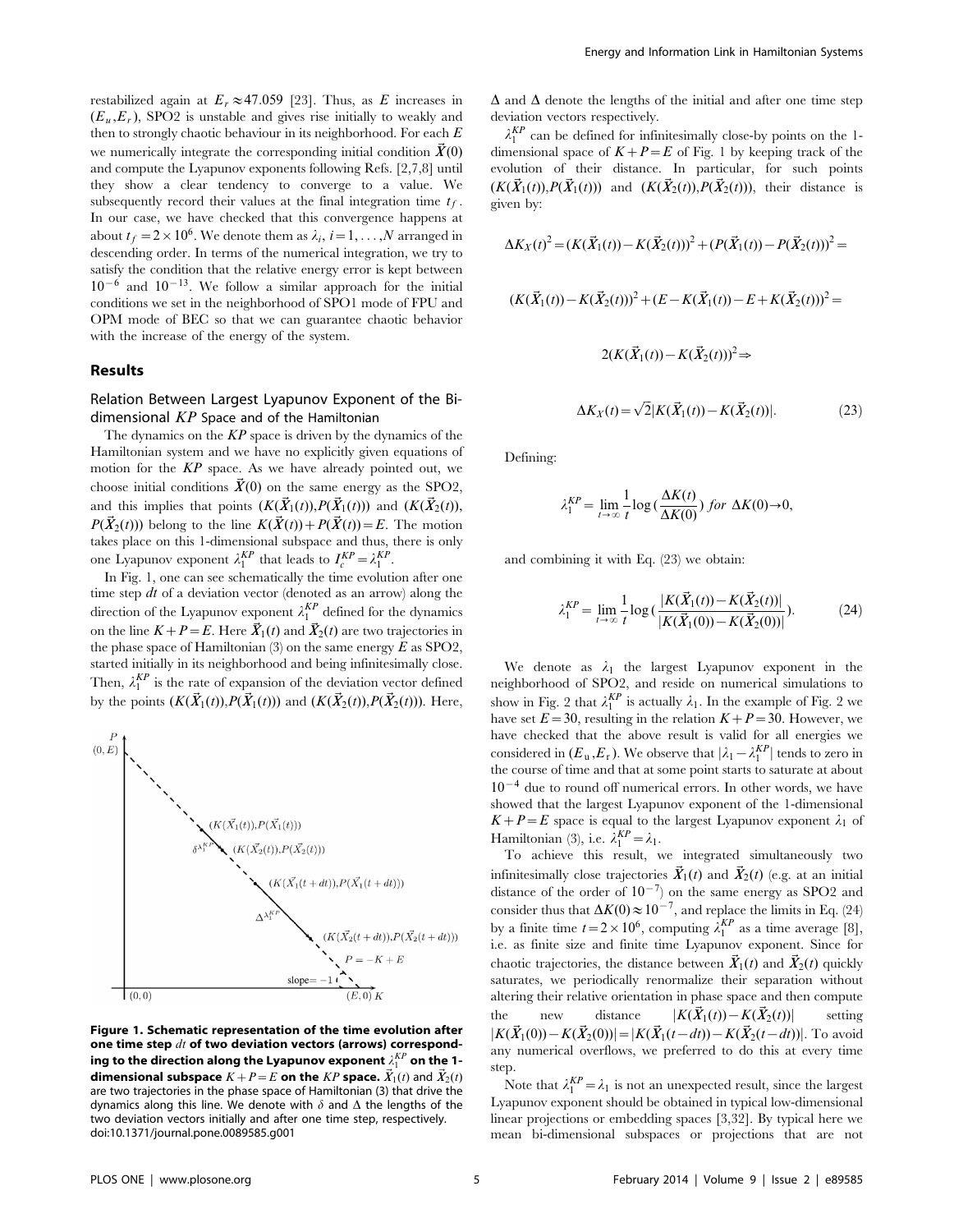restabilized again at $E_r \approx 47.059$ [23]. Thus, as $E$ increases in $(E_u, E_r)$, SPO2 is unstable and gives rise initially to weakly and then to strongly chaotic behaviour in its neighborhood. For each $E$ we numerically integrate the corresponding initial condition $\vec{X}(0)$ and compute the Lyapunov exponents following Refs. [2,7,8] until they show a clear tendency to converge to a value. We subsequently record their values at the final integration time $t_f$. In our case, we have checked that this convergence happens at about $t_f = 2\times 10^6$. We denote them as $\lambda_i$, $i = 1,\ldots,N$ arranged in descending order. In terms of the numerical integration, we try to satisfy the condition that the relative energy error is kept between $10^{-6}$ and $10^{-13}$. We follow a similar approach for the initial conditions we set in the neighborhood of SPO1 mode of FPU and OPM mode of BEC so that we can guarantee chaotic behavior with the increase of the energy of the system.

## Results

### Relation Between Largest Lyapunov Exponent of the Bi-dimensional $KP$ Space and of the Hamiltonian

The dynamics on the $KP$ space is driven by the dynamics of the Hamiltonian system and we have no explicitly given equations of motion for the $KP$ space. As we have already pointed out, we choose initial conditions $\vec{X}(0)$ on the same energy as the SPO2, and this implies that points $(K(\vec{X}_1(t)), P(\vec{X}_1(t)))$ and $(K(\vec{X}_2(t)), P(\vec{X}_2(t)))$ belong to the line $K(\vec{X}(t)) + P(\vec{X}(t)) = E$. The motion takes place on this 1-dimensional subspace and thus, there is only one Lyapunov exponent $\lambda_1^{KP}$ that leads to $I_c^{KP} = \lambda_1^{KP}$.

In Fig. 1, one can see schematically the time evolution after one time step $dt$ of a deviation vector (denoted as an arrow) along the direction of the Lyapunov exponent $\lambda_1^{KP}$ defined for the dynamics on the line $K + P = E$. Here $\vec{X}_1(t)$ and $\vec{X}_2(t)$ are two trajectories in the phase space of Hamiltonian (3) on the same energy $E$ as SPO2, started initially in its neighborhood and being infinitesimally close. Then, $\lambda_1^{KP}$ is the rate of expansion of the deviation vector defined by the points $(K(\vec{X}_1(t)), P(\vec{X}_1(t)))$ and $(K(\vec{X}_2(t)), P(\vec{X}_2(t)))$. Here, $\Delta$ and $\Delta$ denote the lengths of the initial and after one time step deviation vectors respectively.

**Figure 1. Schematic representation of the time evolution after one time step $dt$ of two deviation vectors (arrows) corresponding to the direction along the Lyapunov exponent $\lambda_1^{KP}$ on the 1-dimensional subspace $K + P = E$ on the $KP$ space.** $\vec{X}_1(t)$ and $\vec{X}_2(t)$ are two trajectories in the phase space of Hamiltonian (3) that drive the dynamics along this line. We denote with $\delta$ and $\Delta$ the lengths of the two deviation vectors initially and after one time step, respectively.
doi:10.1371/journal.pone.0089585.g001

$\lambda_1^{KP}$ can be defined for infinitesimally close-by points on the 1-dimensional space of $K + P = E$ of Fig. 1 by keeping track of the evolution of their distance. In particular, for such points $(K(\vec{X}_1(t)), P(\vec{X}_1(t)))$ and $(K(\vec{X}_2(t)), P(\vec{X}_2(t)))$, their distance is given by:

$$\Delta K_X(t)^2 = (K(\vec{X}_1(t)) - K(\vec{X}_2(t)))^2 + (P(\vec{X}_1(t)) - P(\vec{X}_2(t)))^2 =$$

$$(K(\vec{X}_1(t)) - K(\vec{X}_2(t)))^2 + (E - K(\vec{X}_1(t)) - E + K(\vec{X}_2(t)))^2 =$$

$$2(K(\vec{X}_1(t)) - K(\vec{X}_2(t)))^2 \Rightarrow$$

$$\Delta K_X(t) = \sqrt{2}|K(\vec{X}_1(t)) - K(\vec{X}_2(t))|. \quad (23)$$

Defining:

$$\lambda_1^{KP} = \lim_{t\to\infty} \frac{1}{t} \log\left(\frac{\Delta K(t)}{\Delta K(0)}\right) \; for \; \Delta K(0) \to 0,$$

and combining it with Eq. (23) we obtain:

$$\lambda_1^{KP} = \lim_{t\to\infty} \frac{1}{t} \log\left(\frac{|K(\vec{X}_1(t)) - K(\vec{X}_2(t))|}{|K(\vec{X}_1(0)) - K(\vec{X}_2(0))|}\right). \quad (24)$$

We denote as $\lambda_1$ the largest Lyapunov exponent in the neighborhood of SPO2, and reside on numerical simulations to show in Fig. 2 that $\lambda_1^{KP}$ is actually $\lambda_1$. In the example of Fig. 2 we have set $E = 30$, resulting in the relation $K + P = 30$. However, we have checked that the above result is valid for all energies we considered in $(E_u, E_r)$. We observe that $|\lambda_1 - \lambda_1^{KP}|$ tends to zero in the course of time and that at some point starts to saturate at about $10^{-4}$ due to round off numerical errors. In other words, we have showed that the largest Lyapunov exponent of the 1-dimensional $K + P = E$ space is equal to the largest Lyapunov exponent $\lambda_1$ of Hamiltonian (3), i.e. $\lambda_1^{KP} = \lambda_1$.

To achieve this result, we integrated simultaneously two infinitesimally close trajectories $\vec{X}_1(t)$ and $\vec{X}_2(t)$ (e.g. at an initial distance of the order of $10^{-7}$) on the same energy as SPO2 and consider thus that $\Delta K(0) \approx 10^{-7}$, and replace the limits in Eq. (24) by a finite time $t = 2\times 10^6$, computing $\lambda_1^{KP}$ as a time average [8], i.e. as finite size and finite time Lyapunov exponent. Since for chaotic trajectories, the distance between $\vec{X}_1(t)$ and $\vec{X}_2(t)$ quickly saturates, we periodically renormalize their separation without altering their relative orientation in phase space and then compute the new distance $|K(\vec{X}_1(t)) - K(\vec{X}_2(t))|$ setting $|K(\vec{X}_1(0)) - K(\vec{X}_2(0))| = |K(\vec{X}_1(t-dt)) - K(\vec{X}_2(t-dt))|$. To avoid any numerical overflows, we preferred to do this at every time step.

Note that $\lambda_1^{KP} = \lambda_1$ is not an unexpected result, since the largest Lyapunov exponent should be obtained in typical low-dimensional linear projections or embedding spaces [3,32]. By typical here we mean bi-dimensional subspaces or projections that are not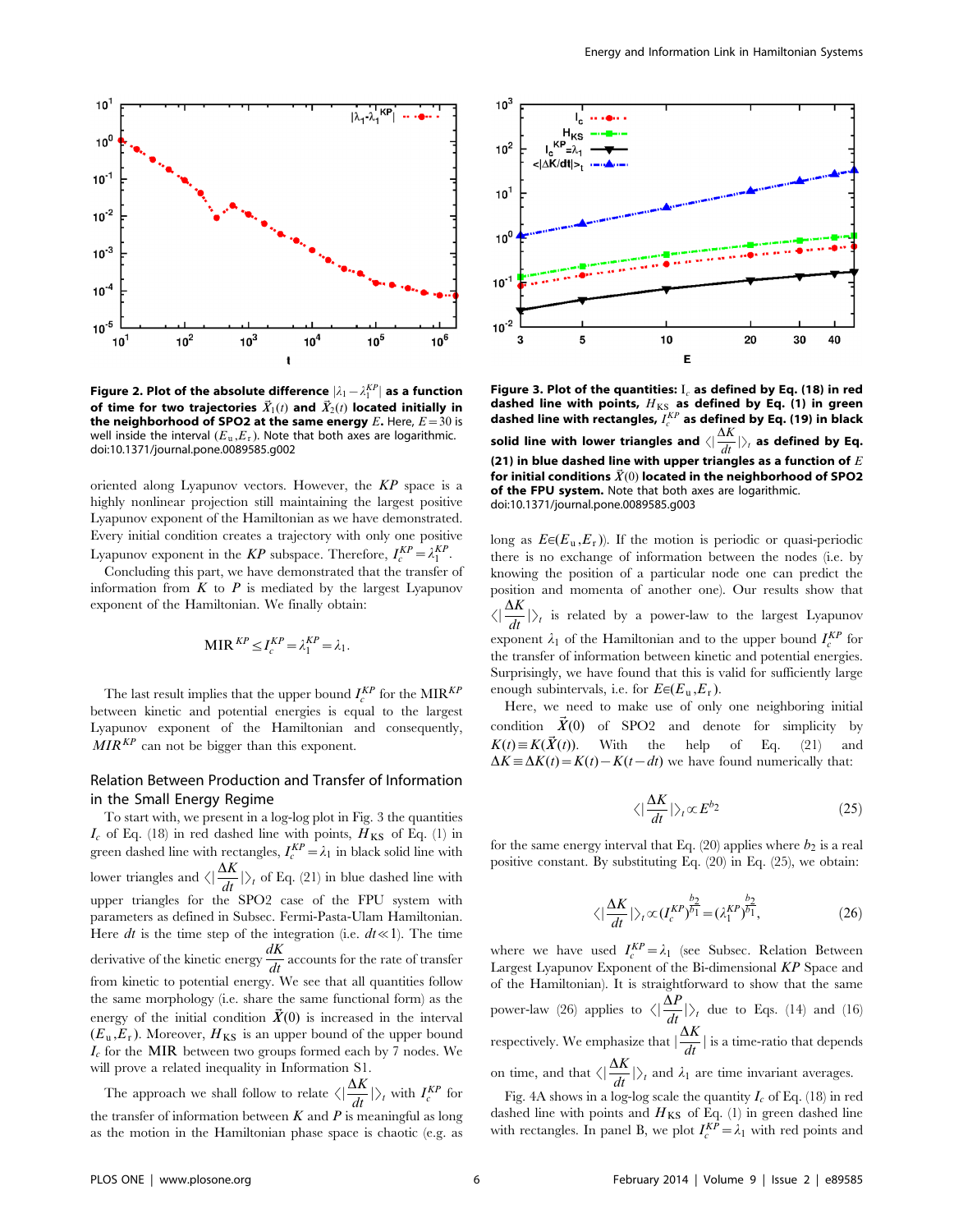**Figure 2. Plot of the absolute difference $|\lambda_1 - \lambda_1^{KP}|$ as a function of time for two trajectories $\vec{X}_1(t)$ and $\vec{X}_2(t)$ located initially in the neighborhood of SPO2 at the same energy $E$.** Here, $E=30$ is well inside the interval $(E_u, E_r)$. Note that both axes are logarithmic. doi:10.1371/journal.pone.0089585.g002

oriented along Lyapunov vectors. However, the $KP$ space is a highly nonlinear projection still maintaining the largest positive Lyapunov exponent of the Hamiltonian as we have demonstrated. Every initial condition creates a trajectory with only one positive Lyapunov exponent in the $KP$ subspace. Therefore, $I_c^{KP} = \lambda_1^{KP}$.

Concluding this part, we have demonstrated that the transfer of information from $K$ to $P$ is mediated by the largest Lyapunov exponent of the Hamiltonian. We finally obtain:

$$\mathrm{MIR}^{KP} \leq I_c^{KP} = \lambda_1^{KP} = \lambda_1.$$

The last result implies that the upper bound $I_c^{KP}$ for the $\mathrm{MIR}^{KP}$ between kinetic and potential energies is equal to the largest Lyapunov exponent of the Hamiltonian and consequently, $MIR^{KP}$ can not be bigger than this exponent.

## Relation Between Production and Transfer of Information in the Small Energy Regime

To start with, we present in a log-log plot in Fig. 3 the quantities $I_c$ of Eq. (18) in red dashed line with points, $H_{\mathrm{KS}}$ of Eq. (1) in green dashed line with rectangles, $I_c^{KP} = \lambda_1$ in black solid line with lower triangles and $\langle|\frac{\Delta K}{dt}|\rangle_t$ of Eq. (21) in blue dashed line with upper triangles for the SPO2 case of the FPU system with parameters as defined in Subsec. Fermi-Pasta-Ulam Hamiltonian. Here $dt$ is the time step of the integration (i.e. $dt \ll 1$). The time derivative of the kinetic energy $\frac{dK}{dt}$ accounts for the rate of transfer from kinetic to potential energy. We see that all quantities follow the same morphology (i.e. share the same functional form) as the energy of the initial condition $\vec{X}(0)$ is increased in the interval $(E_u, E_r)$. Moreover, $H_{\mathrm{KS}}$ is an upper bound of the upper bound $I_c$ for the MIR between two groups formed each by 7 nodes. We will prove a related inequality in Information S1.

The approach we shall follow to relate $\langle|\frac{\Delta K}{dt}|\rangle_t$ with $I_c^{KP}$ for the transfer of information between $K$ and $P$ is meaningful as long as the motion in the Hamiltonian phase space is chaotic (e.g. as long as $E \in (E_u, E_r)$). If the motion is periodic or quasi-periodic there is no exchange of information between the nodes (i.e. by knowing the position of a particular node one can predict the position and momenta of another one). Our results show that $\langle|\frac{\Delta K}{dt}|\rangle_t$ is related by a power-law to the largest Lyapunov exponent $\lambda_1$ of the Hamiltonian and to the upper bound $I_c^{KP}$ for the transfer of information between kinetic and potential energies. Surprisingly, we have found that this is valid for sufficiently large enough subintervals, i.e. for $E \in (E_u, E_r)$.

**Figure 3. Plot of the quantities: $I_c$ as defined by Eq. (18) in red dashed line with points, $H_{\mathrm{KS}}$ as defined by Eq. (1) in green dashed line with rectangles, $I_c^{KP}$ as defined by Eq. (19) in black solid line with lower triangles and $\langle|\frac{\Delta K}{dt}|\rangle_t$ as defined by Eq. (21) in blue dashed line with upper triangles as a function of $E$ for initial conditions $\vec{X}(0)$ located in the neighborhood of SPO2 of the FPU system.** Note that both axes are logarithmic. doi:10.1371/journal.pone.0089585.g003

Here, we need to make use of only one neighboring initial condition $\vec{X}(0)$ of SPO2 and denote for simplicity by $K(t) \equiv K(\vec{X}(t))$. With the help of Eq. (21) and $\Delta K \equiv \Delta K(t) = K(t) - K(t-dt)$ we have found numerically that:

$$\langle|\frac{\Delta K}{dt}|\rangle_t \propto E^{b_2} \tag{25}$$

for the same energy interval that Eq. (20) applies where $b_2$ is a real positive constant. By substituting Eq. (20) in Eq. (25), we obtain:

$$\langle|\frac{\Delta K}{dt}|\rangle_t \propto (I_c^{KP})^{\frac{b_2}{b_1}} = (\lambda_1^{KP})^{\frac{b_2}{b_1}}, \tag{26}$$

where we have used $I_c^{KP} = \lambda_1$ (see Subsec. Relation Between Largest Lyapunov Exponent of the Bi-dimensional $KP$ Space and of the Hamiltonian). It is straightforward to show that the same power-law (26) applies to $\langle|\frac{\Delta P}{dt}|\rangle_t$ due to Eqs. (14) and (16) respectively. We emphasize that $|\frac{\Delta K}{dt}|$ is a time-ratio that depends on time, and that $\langle|\frac{\Delta K}{dt}|\rangle_t$ and $\lambda_1$ are time invariant averages.

Fig. 4A shows in a log-log scale the quantity $I_c$ of Eq. (18) in red dashed line with points and $H_{\mathrm{KS}}$ of Eq. (1) in green dashed line with rectangles. In panel B, we plot $I_c^{KP} = \lambda_1$ with red points and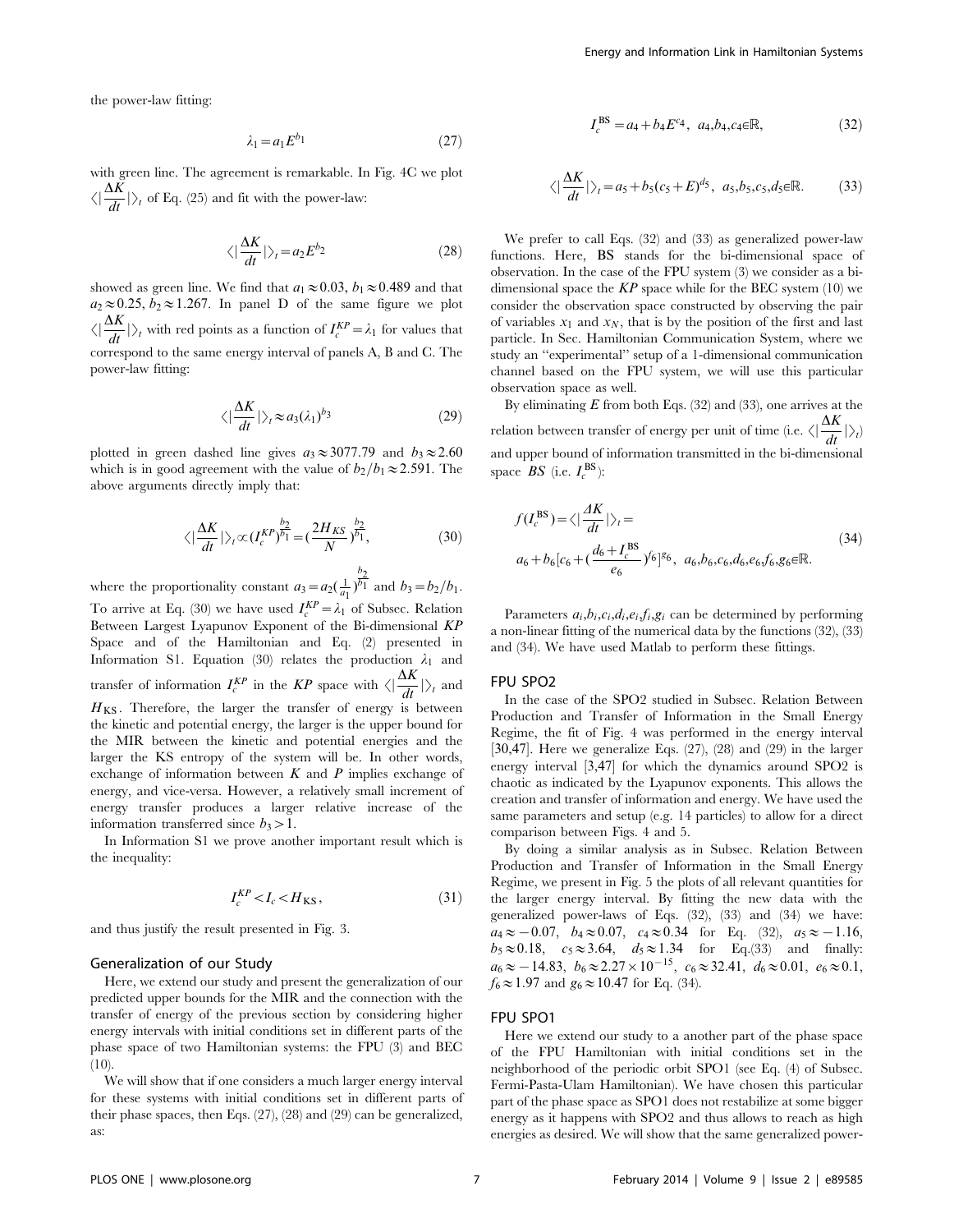the power-law fitting:

$$\lambda_1 = a_1 E^{b_1} \tag{27}$$

with green line. The agreement is remarkable. In Fig. 4C we plot $\langle|\frac{\Delta K}{dt}|\rangle_t$ of Eq. (25) and fit with the power-law:

$$\langle|\frac{\Delta K}{dt}|\rangle_t = a_2 E^{b_2} \tag{28}$$

showed as green line. We find that $a_1 \approx 0.03$, $b_1 \approx 0.489$ and that $a_2 \approx 0.25$, $b_2 \approx 1.267$. In panel D of the same figure we plot $\langle|\frac{\Delta K}{dt}|\rangle_t$ with red points as a function of $I_c^{KP} = \lambda_1$ for values that correspond to the same energy interval of panels A, B and C. The power-law fitting:

$$\langle|\frac{\Delta K}{dt}|\rangle_t \approx a_3(\lambda_1)^{b_3} \tag{29}$$

plotted in green dashed line gives $a_3 \approx 3077.79$ and $b_3 \approx 2.60$ which is in good agreement with the value of $b_2/b_1 \approx 2.591$. The above arguments directly imply that:

$$\langle|\frac{\Delta K}{dt}|\rangle_t \propto (I_c^{KP})^{\frac{b_2}{b_1}} = (\frac{2H_{KS}}{N})^{\frac{b_2}{b_1}}, \tag{30}$$

where the proportionality constant $a_3 = a_2(\frac{1}{a_1})^{\frac{b_2}{b_1}}$ and $b_3 = b_2/b_1$. To arrive at Eq. (30) we have used $I_c^{KP} = \lambda_1$ of Subsec. Relation Between Largest Lyapunov Exponent of the Bi-dimensional $KP$ Space and of the Hamiltonian and Eq. (2) presented in Information S1. Equation (30) relates the production $\lambda_1$ and transfer of information $I_c^{KP}$ in the $KP$ space with $\langle|\frac{\Delta K}{dt}|\rangle_t$ and $H_{KS}$. Therefore, the larger the transfer of energy is between the kinetic and potential energy, the larger is the upper bound for the MIR between the kinetic and potential energies and the larger the KS entropy of the system will be. In other words, exchange of information between $K$ and $P$ implies exchange of energy, and vice-versa. However, a relatively small increment of energy transfer produces a larger relative increase of the information transferred since $b_3 > 1$.

In Information S1 we prove another important result which is the inequality:

$$I_c^{KP} < I_c < H_{KS}, \tag{31}$$

and thus justify the result presented in Fig. 3.

## Generalization of our Study

Here, we extend our study and present the generalization of our predicted upper bounds for the MIR and the connection with the transfer of energy of the previous section by considering higher energy intervals with initial conditions set in different parts of the phase space of two Hamiltonian systems: the FPU (3) and BEC (10).

We will show that if one considers a much larger energy interval for these systems with initial conditions set in different parts of their phase spaces, then Eqs. (27), (28) and (29) can be generalized, as:

$$I_c^{\mathrm{BS}} = a_4 + b_4 E^{c_4},\ a_4, b_4, c_4 \in \mathbb{R}, \tag{32}$$

$$\langle|\frac{\Delta K}{dt}|\rangle_t = a_5 + b_5(c_5 + E)^{d_5},\ a_5, b_5, c_5, d_5 \in \mathbb{R}. \tag{33}$$

We prefer to call Eqs. (32) and (33) as generalized power-law functions. Here, **BS** stands for the bi-dimensional space of observation. In the case of the FPU system (3) we consider as a bi-dimensional space the $KP$ space while for the BEC system (10) we consider the observation space constructed by observing the pair of variables $x_1$ and $x_N$, that is by the position of the first and last particle. In Sec. Hamiltonian Communication System, where we study an "experimental" setup of a 1-dimensional communication channel based on the FPU system, we will use this particular observation space as well.

By eliminating $E$ from both Eqs. (32) and (33), one arrives at the relation between transfer of energy per unit of time (i.e. $\langle|\frac{\Delta K}{dt}|\rangle_t$) and upper bound of information transmitted in the bi-dimensional space $BS$ (i.e. $I_c^{\mathrm{BS}}$):

$$\begin{aligned} f(I_c^{\mathrm{BS}}) = \langle|\frac{\Delta K}{dt}|\rangle_t = \\ a_6 + b_6[c_6 + (\frac{d_6 + I_c^{\mathrm{BS}}}{e_6})^{f_6}]^{g_6},\ a_6, b_6, c_6, d_6, e_6, f_6, g_6 \in \mathbb{R}. \end{aligned} \tag{34}$$

Parameters $a_i, b_i, c_i, d_i, e_i, f_i, g_i$ can be determined by performing a non-linear fitting of the numerical data by the functions (32), (33) and (34). We have used Matlab to perform these fittings.

### FPU SPO2

In the case of the SPO2 studied in Subsec. Relation Between Production and Transfer of Information in the Small Energy Regime, the fit of Fig. 4 was performed in the energy interval [30,47]. Here we generalize Eqs. (27), (28) and (29) in the larger energy interval [3,47] for which the dynamics around SPO2 is chaotic as indicated by the Lyapunov exponents. This allows the creation and transfer of information and energy. We have used the same parameters and setup (e.g. 14 particles) to allow for a direct comparison between Figs. 4 and 5.

By doing a similar analysis as in Subsec. Relation Between Production and Transfer of Information in the Small Energy Regime, we present in Fig. 5 the plots of all relevant quantities for the larger energy interval. By fitting the new data with the generalized power-laws of Eqs. (32), (33) and (34) we have: $a_4 \approx -0.07$, $b_4 \approx 0.07$, $c_4 \approx 0.34$ for Eq. (32), $a_5 \approx -1.16$, $b_5 \approx 0.18$, $c_5 \approx 3.64$, $d_5 \approx 1.34$ for Eq.(33) and finally: $a_6 \approx -14.83$, $b_6 \approx 2.27 \times 10^{-15}$, $c_6 \approx 32.41$, $d_6 \approx 0.01$, $e_6 \approx 0.1$, $f_6 \approx 1.97$ and $g_6 \approx 10.47$ for Eq. (34).

### FPU SPO1

Here we extend our study to a another part of the phase space of the FPU Hamiltonian with initial conditions set in the neighborhood of the periodic orbit SPO1 (see Eq. (4) of Subsec. Fermi-Pasta-Ulam Hamiltonian). We have chosen this particular part of the phase space as SPO1 does not restabilize at some bigger energy as it happens with SPO2 and thus allows to reach as high energies as desired. We will show that the same generalized power-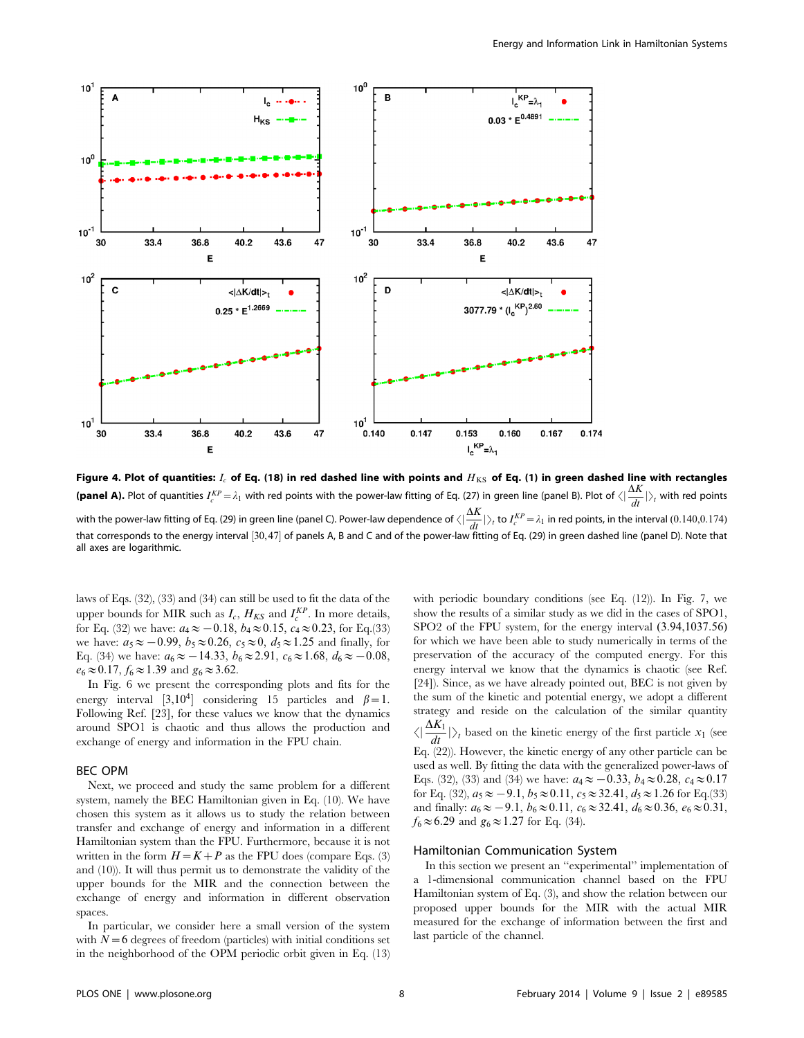**Figure 4. Plot of quantities: $I_c$ of Eq. (18) in red dashed line with points and $H_{\mathrm{KS}}$ of Eq. (1) in green dashed line with rectangles (panel A).** Plot of quantities $I_c^{KP} = \lambda_1$ with red points with the power-law fitting of Eq. (27) in green line (panel B). Plot of $\langle | \frac{\Delta K}{dt} | \rangle_t$ with red points with the power-law fitting of Eq. (29) in green line (panel C). Power-law dependence of $\langle | \frac{\Delta K}{dt} | \rangle_t$ to $I_c^{KP} = \lambda_1$ in red points, in the interval (0.140,0.174) that corresponds to the energy interval [30,47] of panels A, B and C and of the power-law fitting of Eq. (29) in green dashed line (panel D). Note that all axes are logarithmic.

laws of Eqs. (32), (33) and (34) can still be used to fit the data of the upper bounds for MIR such as $I_c$, $H_{KS}$ and $I_c^{KP}$. In more details, for Eq. (32) we have: $a_4 \approx -0.18$, $b_4 \approx 0.15$, $c_4 \approx 0.23$, for Eq.(33) we have: $a_5 \approx -0.99$, $b_5 \approx 0.26$, $c_5 \approx 0$, $d_5 \approx 1.25$ and finally, for Eq. (34) we have: $a_6 \approx -14.33$, $b_6 \approx 2.91$, $c_6 \approx 1.68$, $d_6 \approx -0.08$, $e_6 \approx 0.17$, $f_6 \approx 1.39$ and $g_6 \approx 3.62$.

In Fig. 6 we present the corresponding plots and fits for the energy interval $[3,10^4]$ considering 15 particles and $\beta = 1$. Following Ref. [23], for these values we know that the dynamics around SPO1 is chaotic and thus allows the production and exchange of energy and information in the FPU chain.

## BEC OPM

Next, we proceed and study the same problem for a different system, namely the BEC Hamiltonian given in Eq. (10). We have chosen this system as it allows us to study the relation between transfer and exchange of energy and information in a different Hamiltonian system than the FPU. Furthermore, because it is not written in the form $H = K + P$ as the FPU does (compare Eqs. (3) and (10)). It will thus permit us to demonstrate the validity of the upper bounds for the MIR and the connection between the exchange of energy and information in different observation spaces.

In particular, we consider here a small version of the system with $N = 6$ degrees of freedom (particles) with initial conditions set in the neighborhood of the OPM periodic orbit given in Eq. (13) with periodic boundary conditions (see Eq. (12)). In Fig. 7, we show the results of a similar study as we did in the cases of SPO1, SPO2 of the FPU system, for the energy interval (3.94,1037.56) for which we have been able to study numerically in terms of the preservation of the accuracy of the computed energy. For this energy interval we know that the dynamics is chaotic (see Ref. [24]). Since, as we have already pointed out, BEC is not given by the sum of the kinetic and potential energy, we adopt a different strategy and reside on the calculation of the similar quantity $\langle | \frac{\Delta K_1}{dt} | \rangle_t$ based on the kinetic energy of the first particle $x_1$ (see Eq. (22)). However, the kinetic energy of any other particle can be used as well. By fitting the data with the generalized power-laws of Eqs. (32), (33) and (34) we have: $a_4 \approx -0.33$, $b_4 \approx 0.28$, $c_4 \approx 0.17$ for Eq. (32), $a_5 \approx -9.1$, $b_5 \approx 0.11$, $c_5 \approx 32.41$, $d_5 \approx 1.26$ for Eq.(33) and finally: $a_6 \approx -9.1$, $b_6 \approx 0.11$, $c_6 \approx 32.41$, $d_6 \approx 0.36$, $e_6 \approx 0.31$, $f_6 \approx 6.29$ and $g_6 \approx 1.27$ for Eq. (34).

## Hamiltonian Communication System

In this section we present an "experimental" implementation of a 1-dimensional communication channel based on the FPU Hamiltonian system of Eq. (3), and show the relation between our proposed upper bounds for the MIR and the actual MIR measured for the exchange of information between the first and last particle of the channel.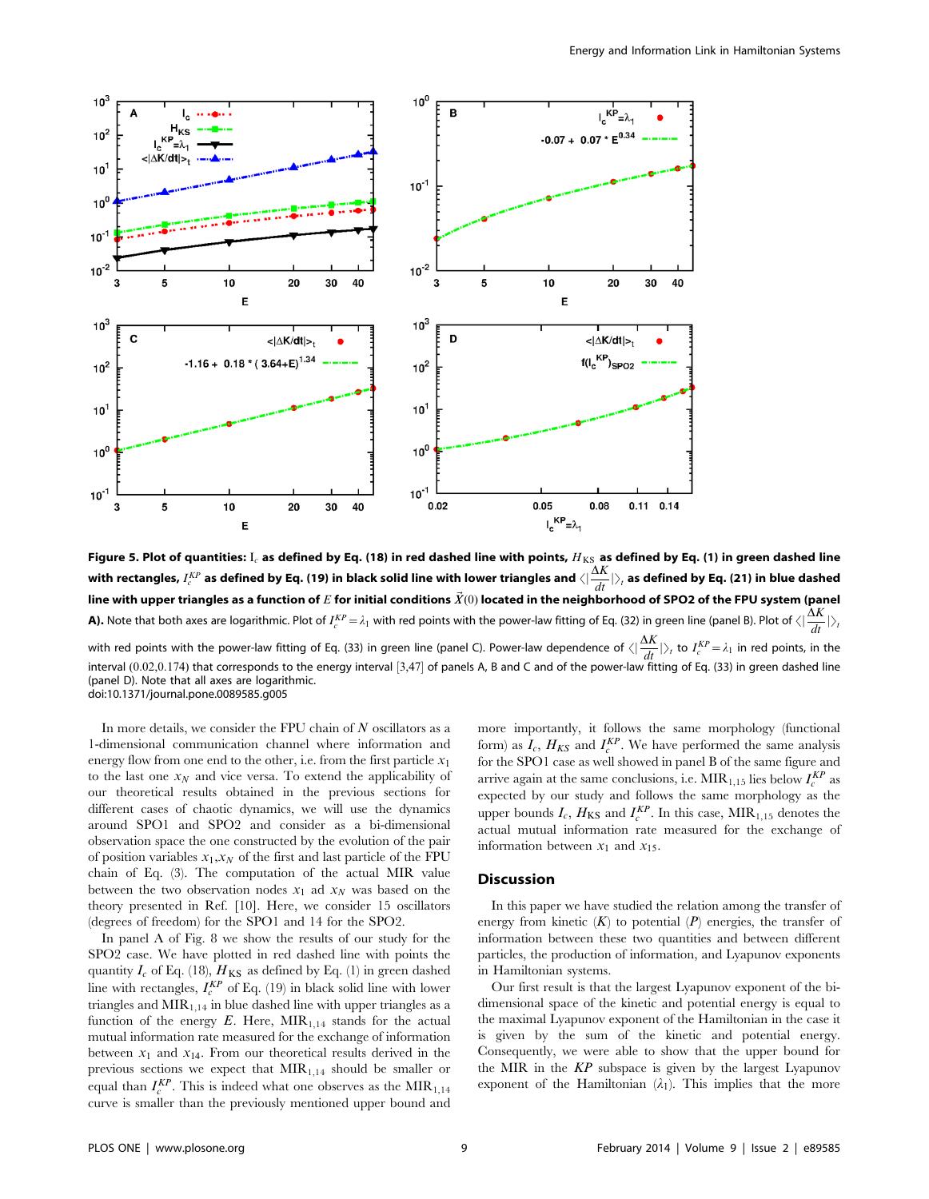**Figure 5. Plot of quantities:** $I_c$ **as defined by Eq. (18) in red dashed line with points,** $H_{KS}$ **as defined by Eq. (1) in green dashed line with rectangles,** $I_c^{KP}$ **as defined by Eq. (19) in black solid line with lower triangles and** $\langle|\frac{\Delta K}{dt}|\rangle_t$ **as defined by Eq. (21) in blue dashed line with upper triangles as a function of** $E$ **for initial conditions** $\vec{X}(0)$ **located in the neighborhood of SPO2 of the FPU system (panel A).** Note that both axes are logarithmic. Plot of $I_c^{KP}=\lambda_1$ with red points with the power-law fitting of Eq. (32) in green line (panel B). Plot of $\langle|\frac{\Delta K}{dt}|\rangle_t$ with red points with the power-law fitting of Eq. (33) in green line (panel C). Power-law dependence of $\langle|\frac{\Delta K}{dt}|\rangle_t$ to $I_c^{KP}=\lambda_1$ in red points, in the interval (0.02,0.174) that corresponds to the energy interval [3,47] of panels A, B and C and of the power-law fitting of Eq. (33) in green dashed line (panel D). Note that all axes are logarithmic.
doi:10.1371/journal.pone.0089585.g005

In more details, we consider the FPU chain of $N$ oscillators as a 1-dimensional communication channel where information and energy flow from one end to the other, i.e. from the first particle $x_1$ to the last one $x_N$ and vice versa. To extend the applicability of our theoretical results obtained in the previous sections for different cases of chaotic dynamics, we will use the dynamics around SPO1 and SPO2 and consider as a bi-dimensional observation space the one constructed by the evolution of the pair of position variables $x_1$,$x_N$ of the first and last particle of the FPU chain of Eq. (3). The computation of the actual MIR value between the two observation nodes $x_1$ ad $x_N$ was based on the theory presented in Ref. [10]. Here, we consider 15 oscillators (degrees of freedom) for the SPO1 and 14 for the SPO2.

In panel A of Fig. 8 we show the results of our study for the SPO2 case. We have plotted in red dashed line with points the quantity $I_c$ of Eq. (18), $H_{KS}$ as defined by Eq. (1) in green dashed line with rectangles, $I_c^{KP}$ of Eq. (19) in black solid line with lower triangles and $\mathrm{MIR}_{1,14}$ in blue dashed line with upper triangles as a function of the energy $E$. Here, $\mathrm{MIR}_{1,14}$ stands for the actual mutual information rate measured for the exchange of information between $x_1$ and $x_{14}$. From our theoretical results derived in the previous sections we expect that $\mathrm{MIR}_{1,14}$ should be smaller or equal than $I_c^{KP}$. This is indeed what one observes as the $\mathrm{MIR}_{1,14}$ curve is smaller than the previously mentioned upper bound and more importantly, it follows the same morphology (functional form) as $I_c$, $H_{KS}$ and $I_c^{KP}$. We have performed the same analysis for the SPO1 case as well showed in panel B of the same figure and arrive again at the same conclusions, i.e. $\mathrm{MIR}_{1,15}$ lies below $I_c^{KP}$ as expected by our study and follows the same morphology as the upper bounds $I_c$, $H_{KS}$ and $I_c^{KP}$. In this case, $\mathrm{MIR}_{1,15}$ denotes the actual mutual information rate measured for the exchange of information between $x_1$ and $x_{15}$.

## Discussion

In this paper we have studied the relation among the transfer of energy from kinetic ($K$) to potential ($P$) energies, the transfer of information between these two quantities and between different particles, the production of information, and Lyapunov exponents in Hamiltonian systems.

Our first result is that the largest Lyapunov exponent of the bi-dimensional space of the kinetic and potential energy is equal to the maximal Lyapunov exponent of the Hamiltonian in the case it is given by the sum of the kinetic and potential energy. Consequently, we were able to show that the upper bound for the MIR in the $KP$ subspace is given by the largest Lyapunov exponent of the Hamiltonian ($\lambda_1$). This implies that the more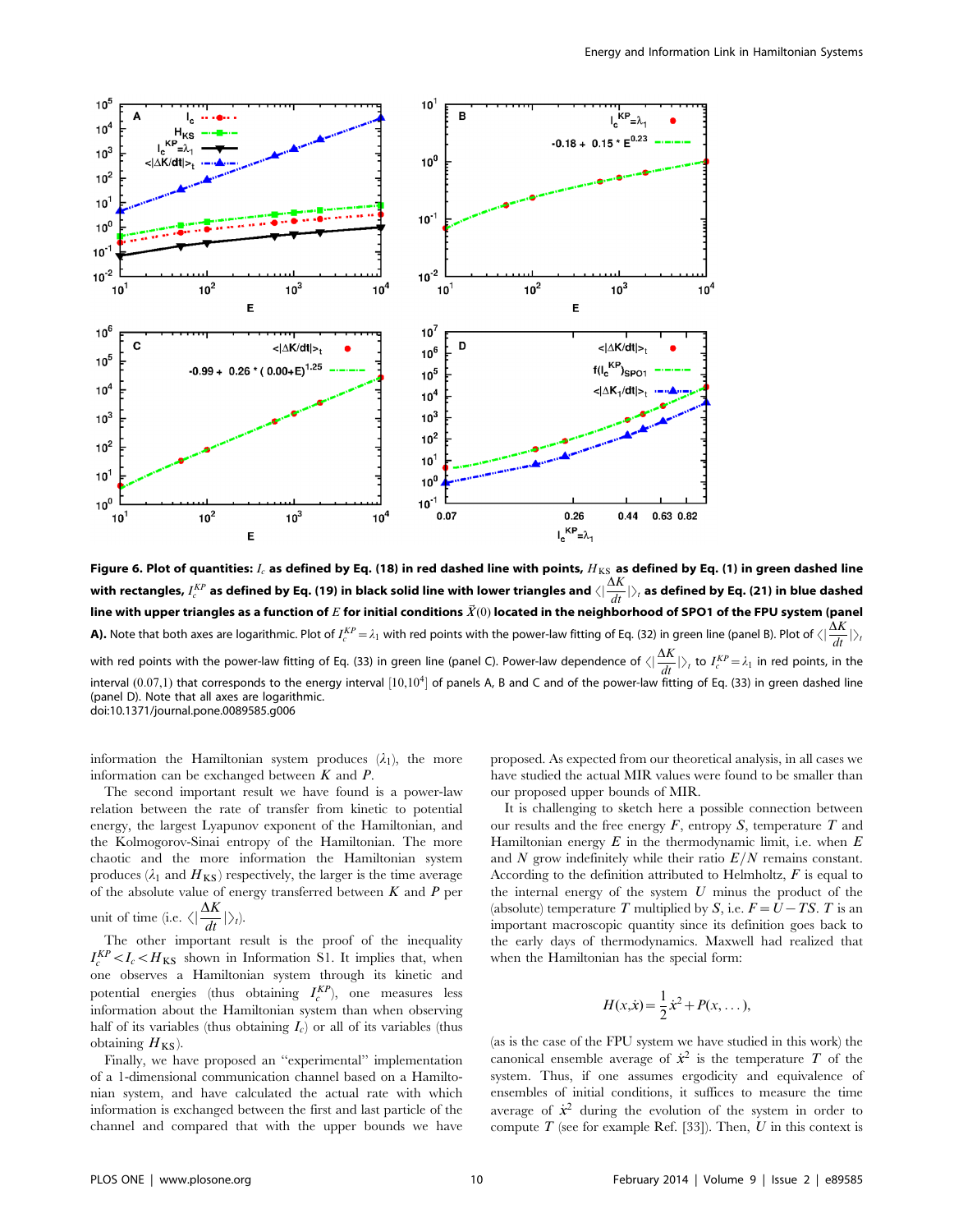**Figure 6. Plot of quantities: $I_c$ as defined by Eq. (18) in red dashed line with points, $H_{\rm KS}$ as defined by Eq. (1) in green dashed line with rectangles, $I_c^{KP}$ as defined by Eq. (19) in black solid line with lower triangles and $\langle|\frac{\Delta K}{dt}|\rangle_t$ as defined by Eq. (21) in blue dashed line with upper triangles as a function of $E$ for initial conditions $\vec{X}(0)$ located in the neighborhood of SPO1 of the FPU system (panel A).** Note that both axes are logarithmic. Plot of $I_c^{KP}=\lambda_1$ with red points with the power-law fitting of Eq. (32) in green line (panel B). Plot of $\langle|\frac{\Delta K}{dt}|\rangle_t$ with red points with the power-law fitting of Eq. (33) in green line (panel C). Power-law dependence of $\langle|\frac{\Delta K}{dt}|\rangle_t$ to $I_c^{KP}=\lambda_1$ in red points, in the interval (0.07,1) that corresponds to the energy interval $[10,10^4]$ of panels A, B and C and of the power-law fitting of Eq. (33) in green dashed line (panel D). Note that all axes are logarithmic.
doi:10.1371/journal.pone.0089585.g006

information the Hamiltonian system produces ($\lambda_1$), the more information can be exchanged between $K$ and $P$.

The second important result we have found is a power-law relation between the rate of transfer from kinetic to potential energy, the largest Lyapunov exponent of the Hamiltonian, and the Kolmogorov-Sinai entropy of the Hamiltonian. The more chaotic and the more information the Hamiltonian system produces ($\lambda_1$ and $H_{\rm KS}$) respectively, the larger is the time average of the absolute value of energy transferred between $K$ and $P$ per unit of time (i.e. $\langle|\frac{\Delta K}{dt}|\rangle_t$).

The other important result is the proof of the inequality $I_c^{KP} < I_c < H_{\rm KS}$ shown in Information S1. It implies that, when one observes a Hamiltonian system through its kinetic and potential energies (thus obtaining $I_c^{KP}$), one measures less information about the Hamiltonian system than when observing half of its variables (thus obtaining $I_c$) or all of its variables (thus obtaining $H_{\rm KS}$).

Finally, we have proposed an "experimental" implementation of a 1-dimensional communication channel based on a Hamiltonian system, and have calculated the actual rate with which information is exchanged between the first and last particle of the channel and compared that with the upper bounds we have proposed. As expected from our theoretical analysis, in all cases we have studied the actual MIR values were found to be smaller than our proposed upper bounds of MIR.

It is challenging to sketch here a possible connection between our results and the free energy $F$, entropy $S$, temperature $T$ and Hamiltonian energy $E$ in the thermodynamic limit, i.e. when $E$ and $N$ grow indefinitely while their ratio $E/N$ remains constant. According to the definition attributed to Helmholtz, $F$ is equal to the internal energy of the system $U$ minus the product of the (absolute) temperature $T$ multiplied by $S$, i.e. $F = U - TS$. $T$ is an important macroscopic quantity since its definition goes back to the early days of thermodynamics. Maxwell had realized that when the Hamiltonian has the special form:

$$H(x,\dot{x}) = \frac{1}{2}\dot{x}^2 + P(x,\dots),$$

(as is the case of the FPU system we have studied in this work) the canonical ensemble average of $\dot{x}^2$ is the temperature $T$ of the system. Thus, if one assumes ergodicity and equivalence of ensembles of initial conditions, it suffices to measure the time average of $\dot{x}^2$ during the evolution of the system in order to compute $T$ (see for example Ref. [33]). Then, $U$ in this context is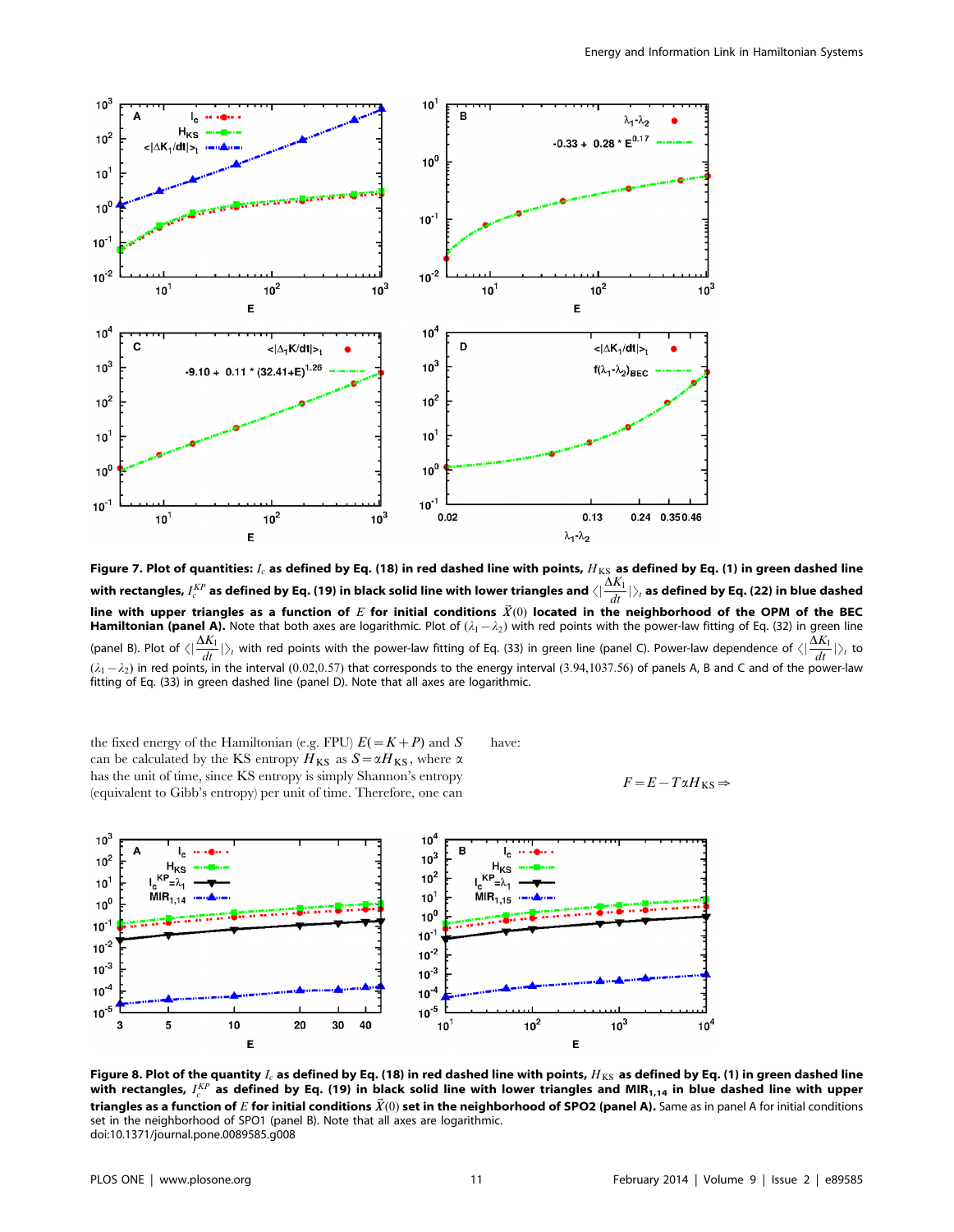**Figure 7. Plot of quantities: $I_c$ as defined by Eq. (18) in red dashed line with points, $H_{KS}$ as defined by Eq. (1) in green dashed line with rectangles, $I_c^{KP}$ as defined by Eq. (19) in black solid line with lower triangles and $\langle|\frac{\Delta K_1}{dt}|\rangle_t$ as defined by Eq. (22) in blue dashed line with upper triangles as a function of $E$ for initial conditions $\vec{X}(0)$ located in the neighborhood of the OPM of the BEC Hamiltonian (panel A).** Note that both axes are logarithmic. Plot of $(\lambda_1-\lambda_2)$ with red points with the power-law fitting of Eq. (32) in green line (panel B). Plot of $\langle|\frac{\Delta K_1}{dt}|\rangle_t$ with red points with the power-law fitting of Eq. (33) in green line (panel C). Power-law dependence of $\langle|\frac{\Delta K_1}{dt}|\rangle_t$ to $(\lambda_1-\lambda_2)$ in red points, in the interval (0.02,0.57) that corresponds to the energy interval (3.94,1037.56) of panels A, B and C and of the power-law fitting of Eq. (33) in green dashed line (panel D). Note that all axes are logarithmic.

the fixed energy of the Hamiltonian (e.g. FPU) $E(=K+P)$ and $S$ can be calculated by the KS entropy $H_{KS}$ as $S=\alpha H_{KS}$, where $\alpha$ has the unit of time, since KS entropy is simply Shannon's entropy (equivalent to Gibb's entropy) per unit of time. Therefore, one can have:

$$F=E-T\alpha H_{KS}\Rightarrow$$

**Figure 8. Plot of the quantity $I_c$ as defined by Eq. (18) in red dashed line with points, $H_{KS}$ as defined by Eq. (1) in green dashed line with rectangles, $I_c^{KP}$ as defined by Eq. (19) in black solid line with lower triangles and $MIR_{1,14}$ in blue dashed line with upper triangles as a function of $E$ for initial conditions $\vec{X}(0)$ set in the neighborhood of SPO2 (panel A).** Same as in panel A for initial conditions set in the neighborhood of SPO1 (panel B). Note that all axes are logarithmic.
doi:10.1371/journal.pone.0089585.g008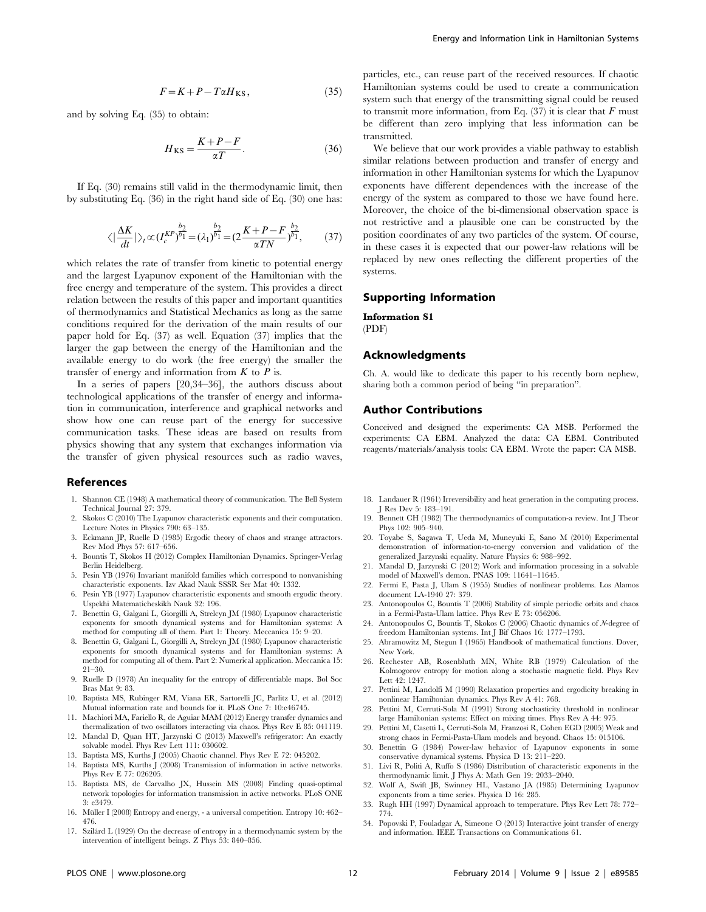$$F = K + P - T\alpha H_{\mathrm{KS}}, \tag{35}$$

and by solving Eq. (35) to obtain:

$$H_{\mathrm{KS}} = \frac{K + P - F}{\alpha T}. \tag{36}$$

If Eq. (30) remains still valid in the thermodynamic limit, then by substituting Eq. (36) in the right hand side of Eq. (30) one has:

$$\langle |\frac{\Delta K}{dt}| \rangle_t \propto (I_c^{KP})^{\frac{b_2}{b_1}} = (\lambda_1)^{\frac{b_2}{b_1}} = (2\frac{K + P - F}{\alpha T N})^{\frac{b_2}{b_1}}, \tag{37}$$

which relates the rate of transfer from kinetic to potential energy and the largest Lyapunov exponent of the Hamiltonian with the free energy and temperature of the system. This provides a direct relation between the results of this paper and important quantities of thermodynamics and Statistical Mechanics as long as the same conditions required for the derivation of the main results of our paper hold for Eq. (37) as well. Equation (37) implies that the larger the gap between the energy of the Hamiltonian and the available energy to do work (the free energy) the smaller the transfer of energy and information from $K$ to $P$ is.

In a series of papers [20,34–36], the authors discuss about technological applications of the transfer of energy and information in communication, interference and graphical networks and show how one can reuse part of the energy for successive communication tasks. These ideas are based on results from physics showing that any system that exchanges information via the transfer of given physical resources such as radio waves, particles, etc., can reuse part of the received resources. If chaotic Hamiltonian systems could be used to create a communication system such that energy of the transmitting signal could be reused to transmit more information, from Eq. (37) it is clear that $F$ must be different than zero implying that less information can be transmitted.

We believe that our work provides a viable pathway to establish similar relations between production and transfer of energy and information in other Hamiltonian systems for which the Lyapunov exponents have different dependences with the increase of the energy of the system as compared to those we have found here. Moreover, the choice of the bi-dimensional observation space is not restrictive and a plausible one can be constructed by the position coordinates of any two particles of the system. Of course, in these cases it is expected that our power-law relations will be replaced by new ones reflecting the different properties of the systems.

## Supporting Information

**Information S1**
(PDF)

## Acknowledgments

Ch. A. would like to dedicate this paper to his recently born nephew, sharing both a common period of being "in preparation".

## Author Contributions

Conceived and designed the experiments: CA MSB. Performed the experiments: CA EBM. Analyzed the data: CA EBM. Contributed reagents/materials/analysis tools: CA EBM. Wrote the paper: CA MSB.

## References

1. Shannon CE (1948) A mathematical theory of communication. The Bell System Technical Journal 27: 379.
2. Skokos C (2010) The Lyapunov characteristic exponents and their computation. Lecture Notes in Physics 790: 63–135.
3. Eckmann JP, Ruelle D (1985) Ergodic theory of chaos and strange attractors. Rev Mod Phys 57: 617–656.
4. Bountis T, Skokos H (2012) Complex Hamiltonian Dynamics. Springer-Verlag Berlin Heidelberg.
5. Pesin YB (1976) Invariant manifold families which correspond to nonvanishing characteristic exponents. Izv Akad Nauk SSSR Ser Mat 40: 1332.
6. Pesin YB (1977) Lyapunov characteristic exponents and smooth ergodic theory. Uspekhi Matematicheskikh Nauk 32: 196.
7. Benettin G, Galgani L, Giorgilli A, Strelcyn JM (1980) Lyapunov characteristic exponents for smooth dynamical systems and for Hamiltonian systems: A method for computing all of them. Part 1: Theory. Meccanica 15: 9–20.
8. Benettin G, Galgani L, Giorgilli A, Strelcyn JM (1980) Lyapunov characteristic exponents for smooth dynamical systems and for Hamiltonian systems: A method for computing all of them. Part 2: Numerical application. Meccanica 15: 21–30.
9. Ruelle D (1978) An inequality for the entropy of differentiable maps. Bol Soc Bras Mat 9: 83.
10. Baptista MS, Rubinger RM, Viana ER, Sartorelli JC, Parlitz U, et al. (2012) Mutual information rate and bounds for it. PLoS One 7: 10:e46745.
11. Machiori MA, Fariello R, de Aguiar MAM (2012) Energy transfer dynamics and thermalization of two oscillators interacting via chaos. Phys Rev E 85: 041119.
12. Mandal D, Quan HT, Jarzynski C (2013) Maxwell's refrigerator: An exactly solvable model. Phys Rev Lett 111: 030602.
13. Baptista MS, Kurths J (2005) Chaotic channel. Phys Rev E 72: 045202.
14. Baptista MS, Kurths J (2008) Transmission of information in active networks. Phys Rev E 77: 026205.
15. Baptista MS, de Carvalho JX, Hussein MS (2008) Finding quasi-optimal network topologies for information transmission in active networks. PLoS ONE 3: e3479.
16. Müller I (2008) Entropy and energy, - a universal competition. Entropy 10: 462–476.
17. Szilárd L (1929) On the decrease of entropy in a thermodynamic system by the intervention of intelligent beings. Z Phys 53: 840–856.
18. Landauer R (1961) Irreversibility and heat generation in the computing process. J Res Dev 5: 183–191.
19. Bennett CH (1982) The thermodynamics of computation-a review. Int J Theor Phys 102: 905–940.
20. Toyabe S, Sagawa T, Ueda M, Muneyuki E, Sano M (2010) Experimental demonstration of information-to-energy conversion and validation of the generalized Jarzynski equality. Nature Physics 6: 988–992.
21. Mandal D, Jarzynski C (2012) Work and information processing in a solvable model of Maxwell's demon. PNAS 109: 11641–11645.
22. Fermi E, Pasta J, Ulam S (1955) Studies of nonlinear problems. Los Alamos document LA-1940 27: 379.
23. Antonopoulos C, Bountis T (2006) Stability of simple periodic orbits and chaos in a Fermi-Pasta-Ulam lattice. Phys Rev E 73: 056206.
24. Antonopoulos C, Bountis T, Skokos C (2006) Chaotic dynamics of $N$-degree of freedom Hamiltonian systems. Int J Bif Chaos 16: 1777–1793.
25. Abramowitz M, Stegun I (1965) Handbook of mathematical functions. Dover, New York.
26. Rechester AB, Rosenbluth MN, White RB (1979) Calculation of the Kolmogorov entropy for motion along a stochastic magnetic field. Phys Rev Lett 42: 1247.
27. Pettini M, Landolfi M (1990) Relaxation properties and ergodicity breaking in nonlinear Hamiltonian dynamics. Phys Rev A 41: 768.
28. Pettini M, Cerruti-Sola M (1991) Strong stochasticity threshold in nonlinear large Hamiltonian systems: Effect on mixing times. Phys Rev A 44: 975.
29. Pettini M, Casetti L, Cerruti-Sola M, Franzosi R, Cohen EGD (2005) Weak and strong chaos in Fermi-Pasta-Ulam models and beyond. Chaos 15: 015106.
30. Benettin G (1984) Power-law behavior of Lyapunov exponents in some conservative dynamical systems. Physica D 13: 211–220.
31. Livi R, Politi A, Ruffo S (1986) Distribution of characteristic exponents in the thermodynamic limit. J Phys A: Math Gen 19: 2033–2040.
32. Wolf A, Swift JB, Swinney HL, Vastano JA (1985) Determining Lyapunov exponents from a time series. Physica D 16: 285.
33. Rugh HH (1997) Dynamical approach to temperature. Phys Rev Lett 78: 772–774.
34. Popovski P, Fouladgar A, Simeone O (2013) Interactive joint transfer of energy and information. IEEE Transactions on Communications 61.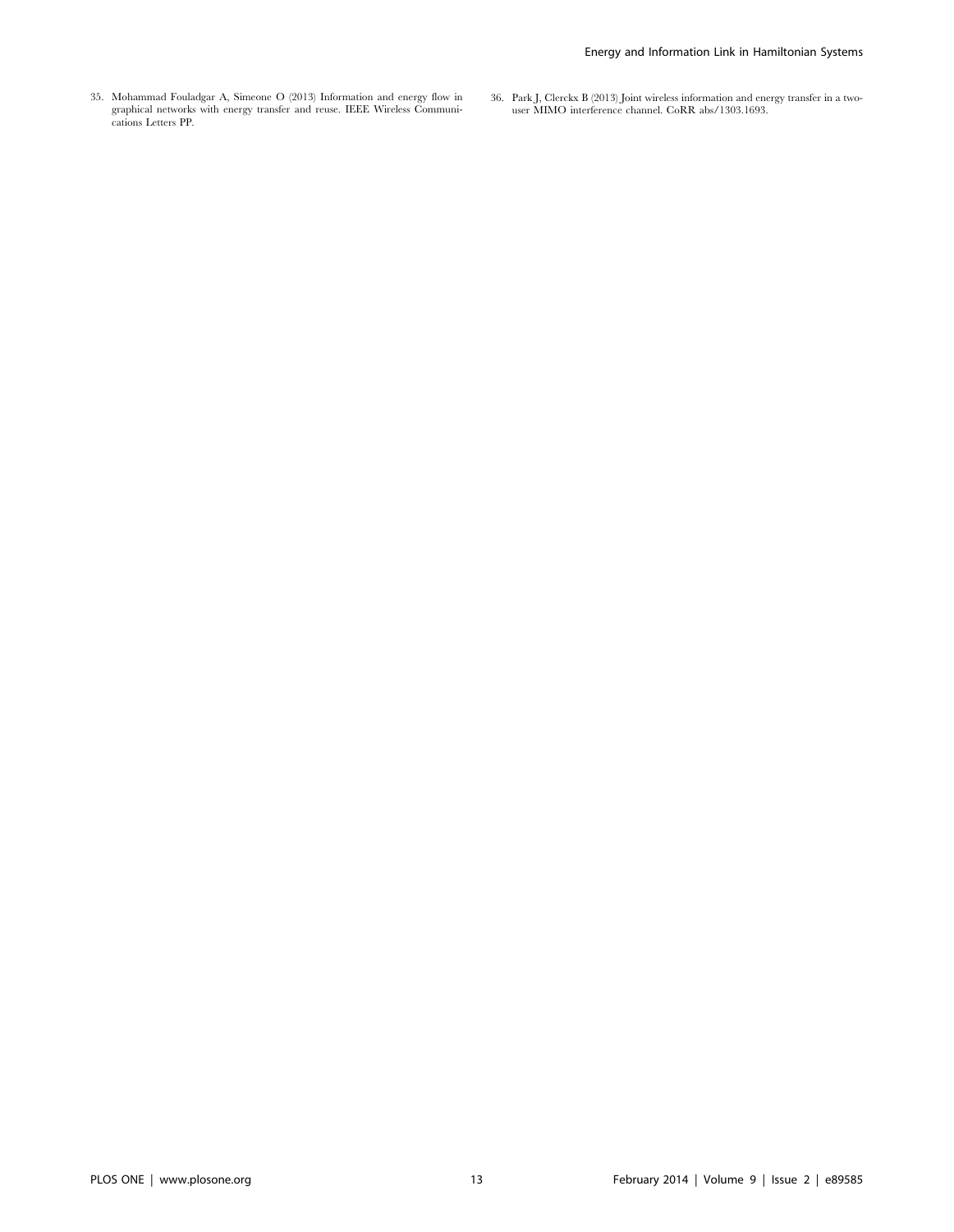35. Mohammad Fouladgar A, Simeone O (2013) Information and energy flow in graphical networks with energy transfer and reuse. IEEE Wireless Communications Letters PP.

36. Park J, Clerckx B (2013) Joint wireless information and energy transfer in a two-user MIMO interference channel. CoRR abs/1303.1693.